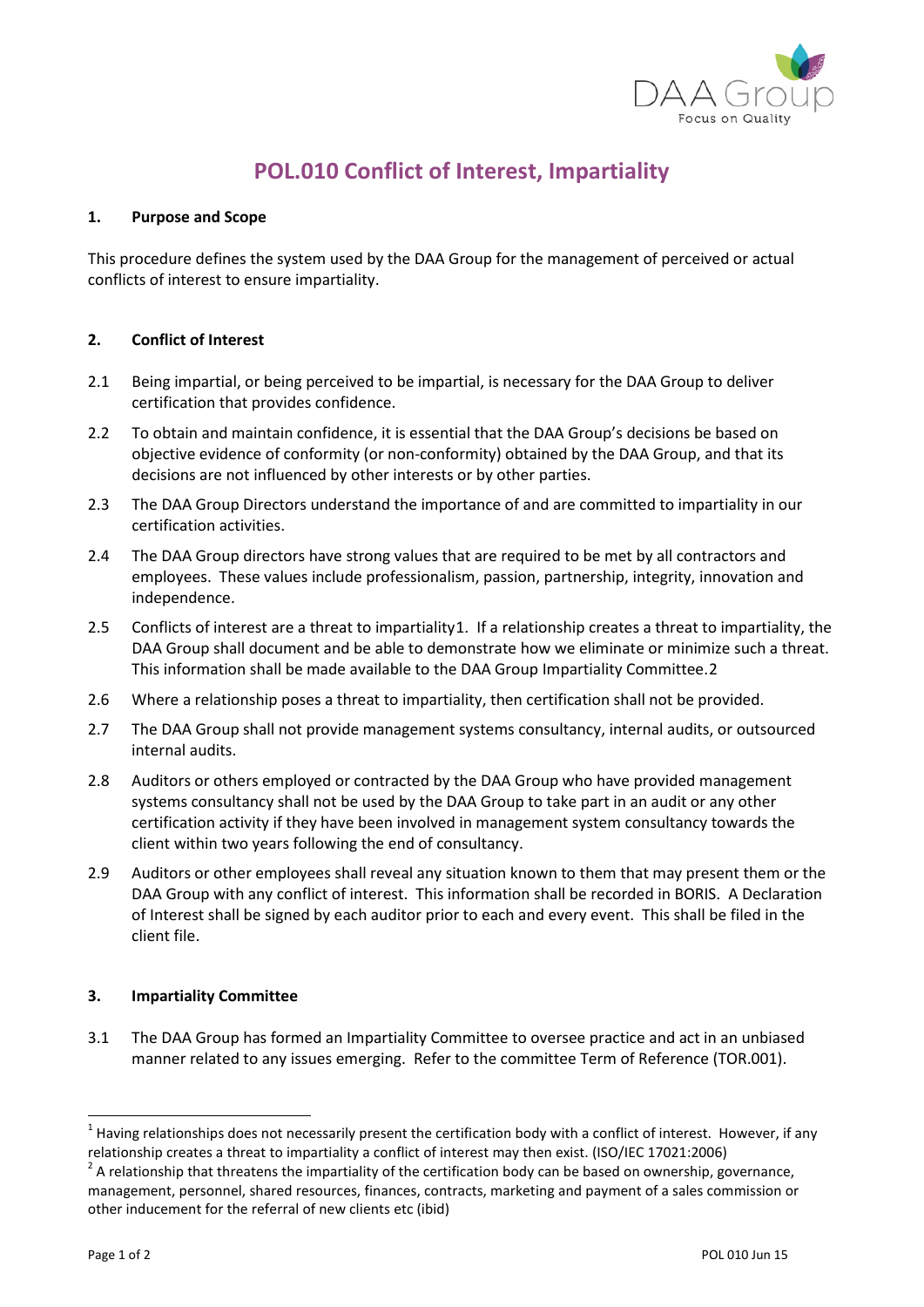# POL.010 Conflict of Interest, Impartiality

## 1. Purpose and Scope

This procedure defines the system used by the DAA Group for the management of perceived or actual conflicts of interest to ensure impartiality.

## 2. Conflict of Interest

2.1 Being impartial, or being perceived to be impartial, is necessary for the DAA Group to deliver certification that provides confidence.

2.2 To obtain and maintain confidence, it is essential that the DAA Group's decisions be based on objective evidence of conformity (or non-conformity) obtained by the DAA Group, and that its decisions are not influenced by other interests or by other parties.

2.3 The DAA Group Directors understand the importance of and are committed to impartiality in our certification activities.

2.4 The DAA Group directors have strong values that are required to be met by all contractors and employees. These values include professionalism, passion, partnership, integrity, innovation and independence.

2.5 Conflicts of interest are a threat to impartiality[1]. If a relationship creates a threat to impartiality, the DAA Group shall document and be able to demonstrate how we eliminate or minimize such a threat. This information shall be made available to the DAA Group Impartiality Committee.[2]

2.6 Where a relationship poses a threat to impartiality, then certification shall not be provided.

2.7 The DAA Group shall not provide management systems consultancy, internal audits, or outsourced internal audits.

2.8 Auditors or others employed or contracted by the DAA Group who have provided management systems consultancy shall not be used by the DAA Group to take part in an audit or any other certification activity if they have been involved in management system consultancy towards the client within two years following the end of consultancy.

2.9 Auditors or other employees shall reveal any situation known to them that may present them or the DAA Group with any conflict of interest. This information shall be recorded in BORIS. A Declaration of Interest shall be signed by each auditor prior to each and every event. This shall be filed in the client file.

## 3. Impartiality Committee

3.1 The DAA Group has formed an Impartiality Committee to oversee practice and act in an unbiased manner related to any issues emerging. Refer to the committee Term of Reference (TOR.001).

---

[1] Having relationships does not necessarily present the certification body with a conflict of interest. However, if any relationship creates a threat to impartiality a conflict of interest may then exist. (ISO/IEC 17021:2006)

[2] A relationship that threatens the impartiality of the certification body can be based on ownership, governance, management, personnel, shared resources, finances, contracts, marketing and payment of a sales commission or other inducement for the referral of new clients etc (ibid)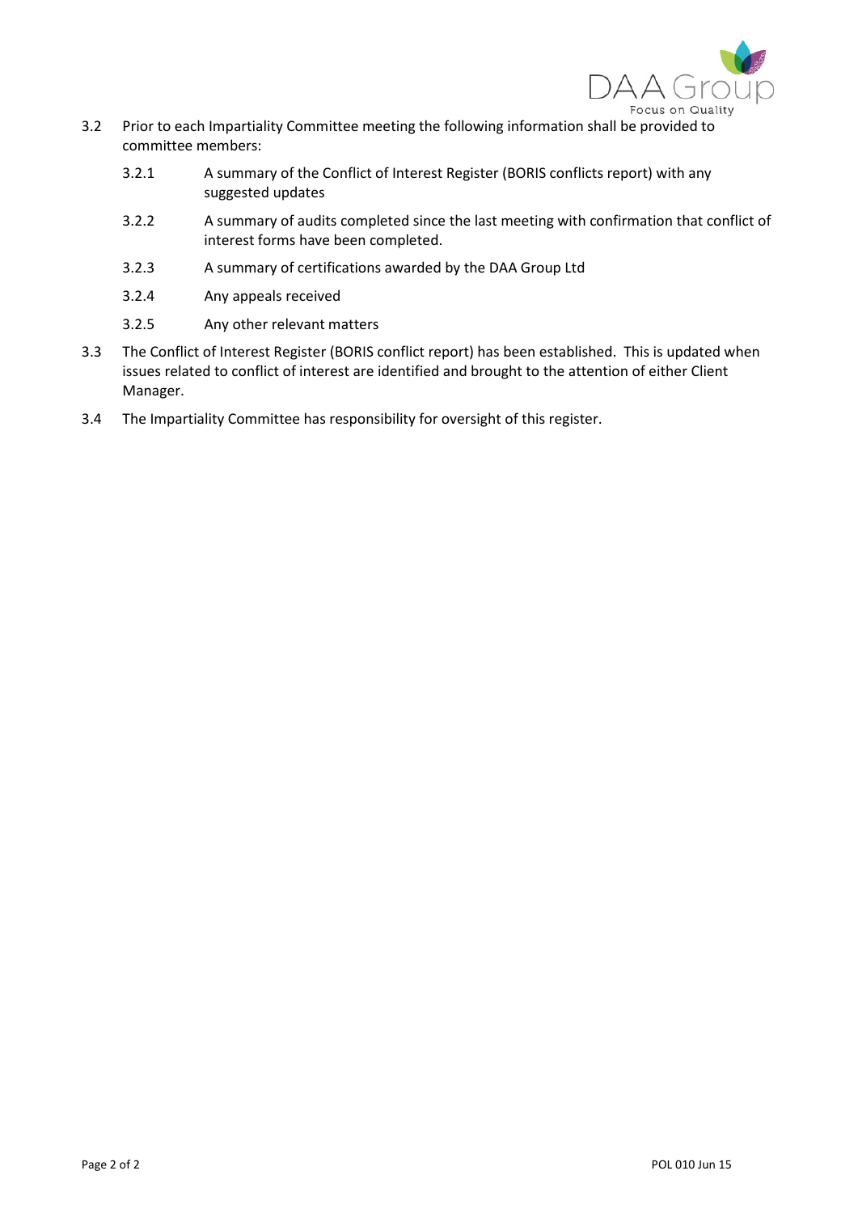3.2 Prior to each Impartiality Committee meeting the following information shall be provided to committee members:

 3.2.1 A summary of the Conflict of Interest Register (BORIS conflicts report) with any suggested updates

 3.2.2 A summary of audits completed since the last meeting with confirmation that conflict of interest forms have been completed.

 3.2.3 A summary of certifications awarded by the DAA Group Ltd

 3.2.4 Any appeals received

 3.2.5 Any other relevant matters

3.3 The Conflict of Interest Register (BORIS conflict report) has been established. This is updated when issues related to conflict of interest are identified and brought to the attention of either Client Manager.

3.4 The Impartiality Committee has responsibility for oversight of this register.